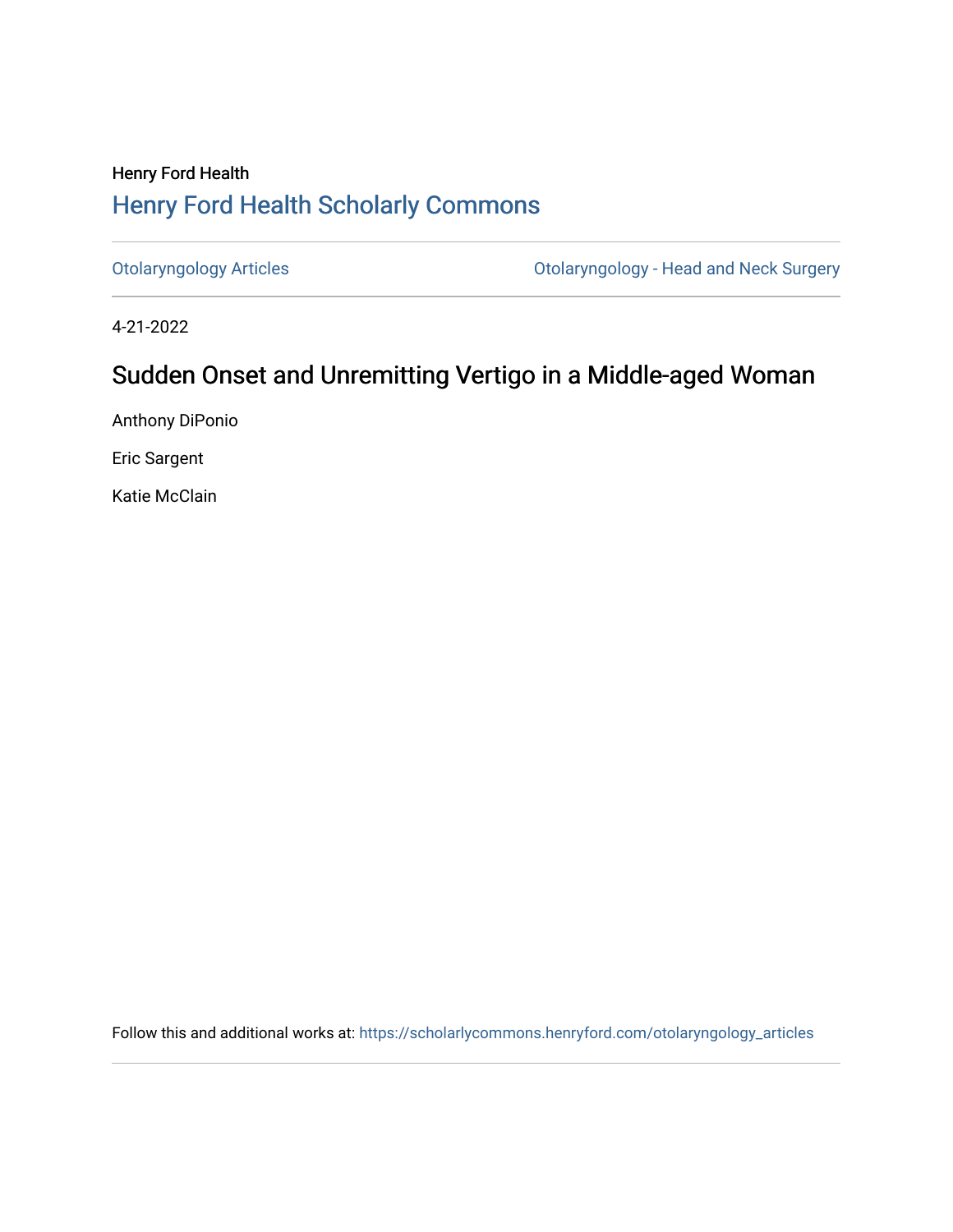Henry Ford Health

# Henry Ford Health Scholarly Commons

Otolaryngology Articles | Otolaryngology - Head and Neck Surgery

4-21-2022

## Sudden Onset and Unremitting Vertigo in a Middle-aged Woman

Anthony DiPonio

Eric Sargent

Katie McClain

Follow this and additional works at: https://scholarlycommons.henryford.com/otolaryngology_articles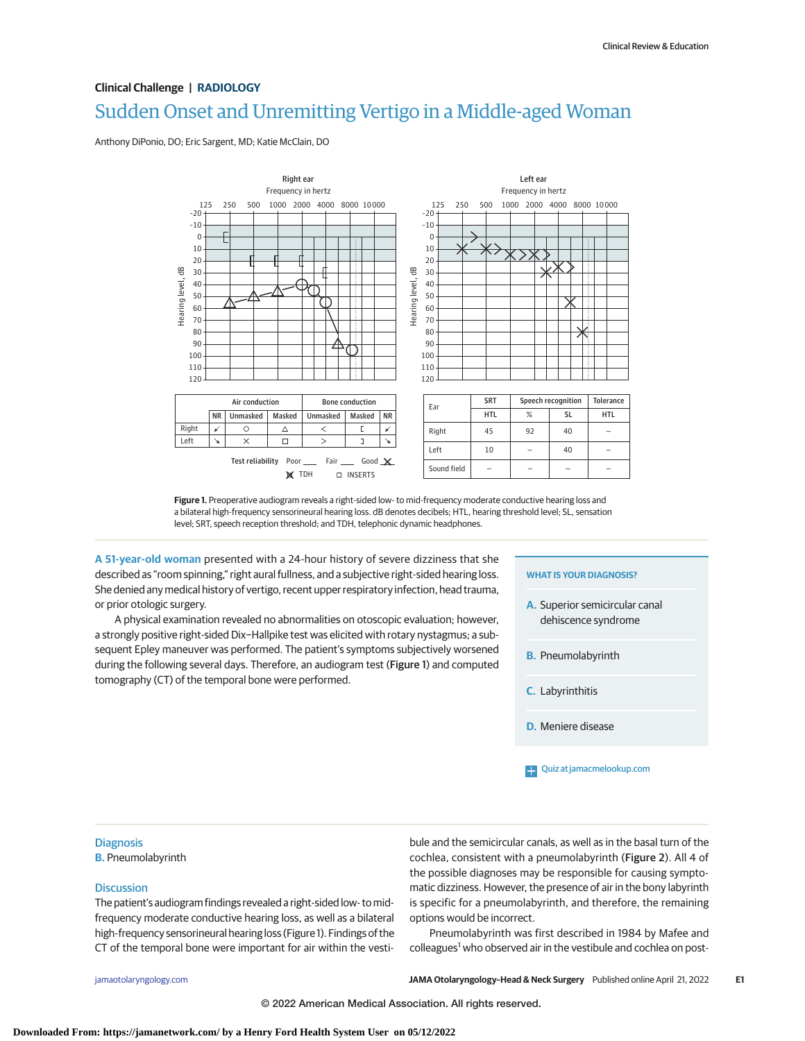Clinical Challenge | RADIOLOGY

# Sudden Onset and Unremitting Vertigo in a Middle-aged Woman

Anthony DiPonio, DO; Eric Sargent, MD; Katie McClain, DO

| | | Air conduction | | Bone conduction | | |
|---|---|---|---|---|---|---|
| | NR | Unmasked | Masked | Unmasked | Masked | NR |
| Right | ↙ | ○ | △ | < | [ | ↙ |
| Left | ↘ | × | □ | > | ] | ↘ |

Test reliability Poor ___ Fair ___ Good X

X TDH □ INSERTS

| Ear | SRT | Speech recognition | | Tolerance |
|---|---|---|---|---|
| | HTL | % | SL | HTL |
| Right | 45 | 92 | 40 | – |
| Left | 10 | – | 40 | – |
| Sound field | – | – | – | – |

**Figure 1.** Preoperative audiogram reveals a right-sided low- to mid-frequency moderate conductive hearing loss and a bilateral high-frequency sensorineural hearing loss. dB denotes decibels; HTL, hearing threshold level; SL, sensation level; SRT, speech reception threshold; and TDH, telephonic dynamic headphones.

**A 51-year-old woman** presented with a 24-hour history of severe dizziness that she described as "room spinning," right aural fullness, and a subjective right-sided hearing loss. She denied any medical history of vertigo, recent upper respiratory infection, head trauma, or prior otologic surgery.

A physical examination revealed no abnormalities on otoscopic evaluation; however, a strongly positive right-sided Dix–Hallpike test was elicited with rotary nystagmus; a subsequent Epley maneuver was performed. The patient's symptoms subjectively worsened during the following several days. Therefore, an audiogram test (Figure 1) and computed tomography (CT) of the temporal bone were performed.

**WHAT IS YOUR DIAGNOSIS?**

A. Superior semicircular canal dehiscence syndrome

B. Pneumolabyrinth

C. Labyrinthitis

D. Meniere disease

Quiz at jamacmelookup.com

## Diagnosis

B. Pneumolabyrinth

## Discussion

The patient's audiogram findings revealed a right-sided low- to mid-frequency moderate conductive hearing loss, as well as a bilateral high-frequency sensorineural hearing loss (Figure 1). Findings of the CT of the temporal bone were important for air within the vestibule and the semicircular canals, as well as in the basal turn of the cochlea, consistent with a pneumolabyrinth (Figure 2). All 4 of the possible diagnoses may be responsible for causing symptomatic dizziness. However, the presence of air in the bony labyrinth is specific for a pneumolabyrinth, and therefore, the remaining options would be incorrect.

Pneumolabyrinth was first described in 1984 by Mafee and colleagues[1] who observed air in the vestibule and cochlea on post-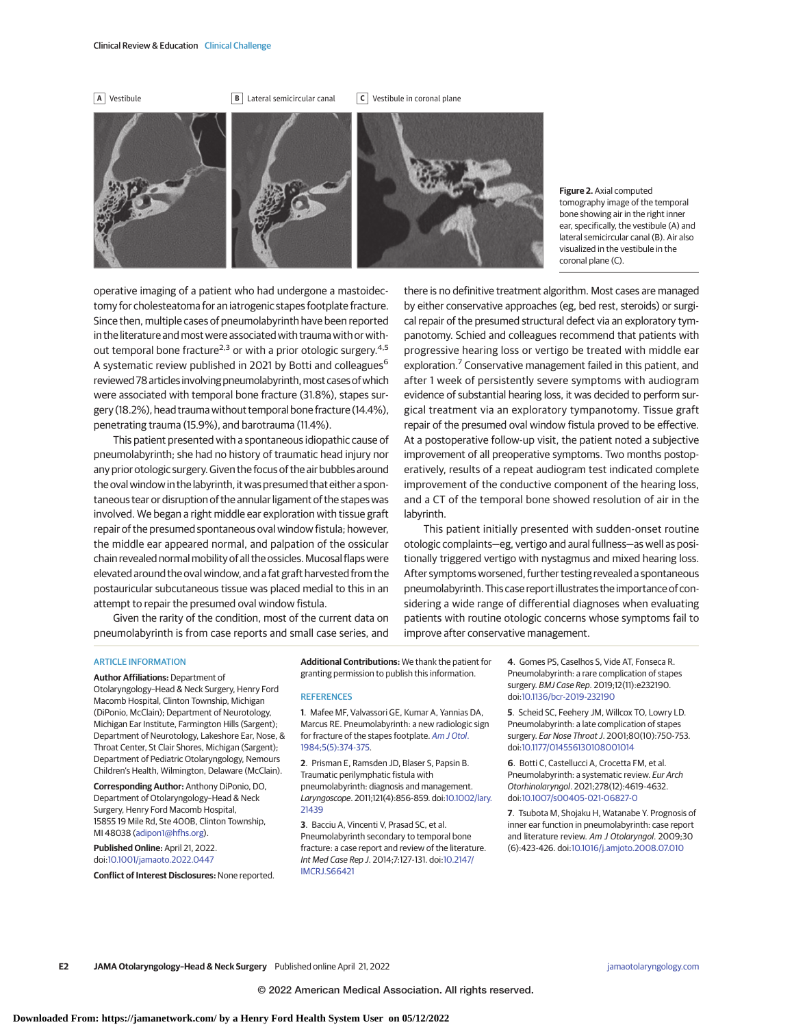A Vestibule

B Lateral semicircular canal

C Vestibule in coronal plane

**Figure 2.** Axial computed tomography image of the temporal bone showing air in the right inner ear, specifically, the vestibule (A) and lateral semicircular canal (B). Air also visualized in the vestibule in the coronal plane (C).

operative imaging of a patient who had undergone a mastoidectomy for cholesteatoma for an iatrogenic stapes footplate fracture. Since then, multiple cases of pneumolabyrinth have been reported in the literature and most were associated with trauma with or without temporal bone fracture[2,3] or with a prior otologic surgery.[4,5] A systematic review published in 2021 by Botti and colleagues[6] reviewed 78 articles involving pneumolabyrinth, most cases of which were associated with temporal bone fracture (31.8%), stapes surgery (18.2%), head trauma without temporal bone fracture (14.4%), penetrating trauma (15.9%), and barotrauma (11.4%).

This patient presented with a spontaneous idiopathic cause of pneumolabyrinth; she had no history of traumatic head injury nor any prior otologic surgery. Given the focus of the air bubbles around the oval window in the labyrinth, it was presumed that either a spontaneous tear or disruption of the annular ligament of the stapes was involved. We began a right middle ear exploration with tissue graft repair of the presumed spontaneous oval window fistula; however, the middle ear appeared normal, and palpation of the ossicular chain revealed normal mobility of all the ossicles. Mucosal flaps were elevated around the oval window, and a fat graft harvested from the postauricular subcutaneous tissue was placed medial to this in an attempt to repair the presumed oval window fistula.

Given the rarity of the condition, most of the current data on pneumolabyrinth is from case reports and small case series, and there is no definitive treatment algorithm. Most cases are managed by either conservative approaches (eg, bed rest, steroids) or surgical repair of the presumed structural defect via an exploratory tympanotomy. Schied and colleagues recommend that patients with progressive hearing loss or vertigo be treated with middle ear exploration.[7] Conservative management failed in this patient, and after 1 week of persistently severe symptoms with audiogram evidence of substantial hearing loss, it was decided to perform surgical treatment via an exploratory tympanotomy. Tissue graft repair of the presumed oval window fistula proved to be effective. At a postoperative follow-up visit, the patient noted a subjective improvement of all preoperative symptoms. Two months postoperatively, results of a repeat audiogram test indicated complete improvement of the conductive component of the hearing loss, and a CT of the temporal bone showed resolution of air in the labyrinth.

This patient initially presented with sudden-onset routine otologic complaints—eg, vertigo and aural fullness—as well as positionally triggered vertigo with nystagmus and mixed hearing loss. After symptoms worsened, further testing revealed a spontaneous pneumolabyrinth. This case report illustrates the importance of considering a wide range of differential diagnoses when evaluating patients with routine otologic concerns whose symptoms fail to improve after conservative management.

## ARTICLE INFORMATION

**Author Affiliations:** Department of Otolaryngology–Head & Neck Surgery, Henry Ford Macomb Hospital, Clinton Township, Michigan (DiPonio, McClain); Department of Neurotology, Michigan Ear Institute, Farmington Hills (Sargent); Department of Neurotology, Lakeshore Ear, Nose, & Throat Center, St Clair Shores, Michigan (Sargent); Department of Pediatric Otolaryngology, Nemours Children's Health, Wilmington, Delaware (McClain).

**Corresponding Author:** Anthony DiPonio, DO, Department of Otolaryngology–Head & Neck Surgery, Henry Ford Macomb Hospital, 15855 19 Mile Rd, Ste 400B, Clinton Township, MI 48038 (adipon1@hfhs.org).

**Published Online:** April 21, 2022. doi:10.1001/jamaoto.2022.0447

**Conflict of Interest Disclosures:** None reported.

**Additional Contributions:** We thank the patient for granting permission to publish this information.

## REFERENCES

1. Mafee MF, Valvassori GE, Kumar A, Yannias DA, Marcus RE. Pneumolabyrinth: a new radiologic sign for fracture of the stapes footplate. *Am J Otol*. 1984;5(5):374-375.

2. Prisman E, Ramsden JD, Blaser S, Papsin B. Traumatic perilymphatic fistula with pneumolabyrinth: diagnosis and management. *Laryngoscope*. 2011;121(4):856-859. doi:10.1002/lary.21439

3. Bacciu A, Vincenti V, Prasad SC, et al. Pneumolabyrinth secondary to temporal bone fracture: a case report and review of the literature. *Int Med Case Rep J*. 2014;7:127-131. doi:10.2147/IMCRJ.S66421

4. Gomes PS, Caselhos S, Vide AT, Fonseca R. Pneumolabyrinth: a rare complication of stapes surgery. *BMJ Case Rep*. 2019;12(11):e232190. doi:10.1136/bcr-2019-232190

5. Scheid SC, Feehery JM, Willcox TO, Lowry LD. Pneumolabyrinth: a late complication of stapes surgery. *Ear Nose Throat J*. 2001;80(10):750-753. doi:10.1177/014556130108001014

6. Botti C, Castellucci A, Crocetta FM, et al. Pneumolabyrinth: a systematic review. *Eur Arch Otorhinolaryngol*. 2021;278(12):4619-4632. doi:10.1007/s00405-021-06827-0

7. Tsubota M, Shojaku H, Watanabe Y. Prognosis of inner ear function in pneumolabyrinth: case report and literature review. *Am J Otolaryngol*. 2009;30(6):423-426. doi:10.1016/j.amjoto.2008.07.010